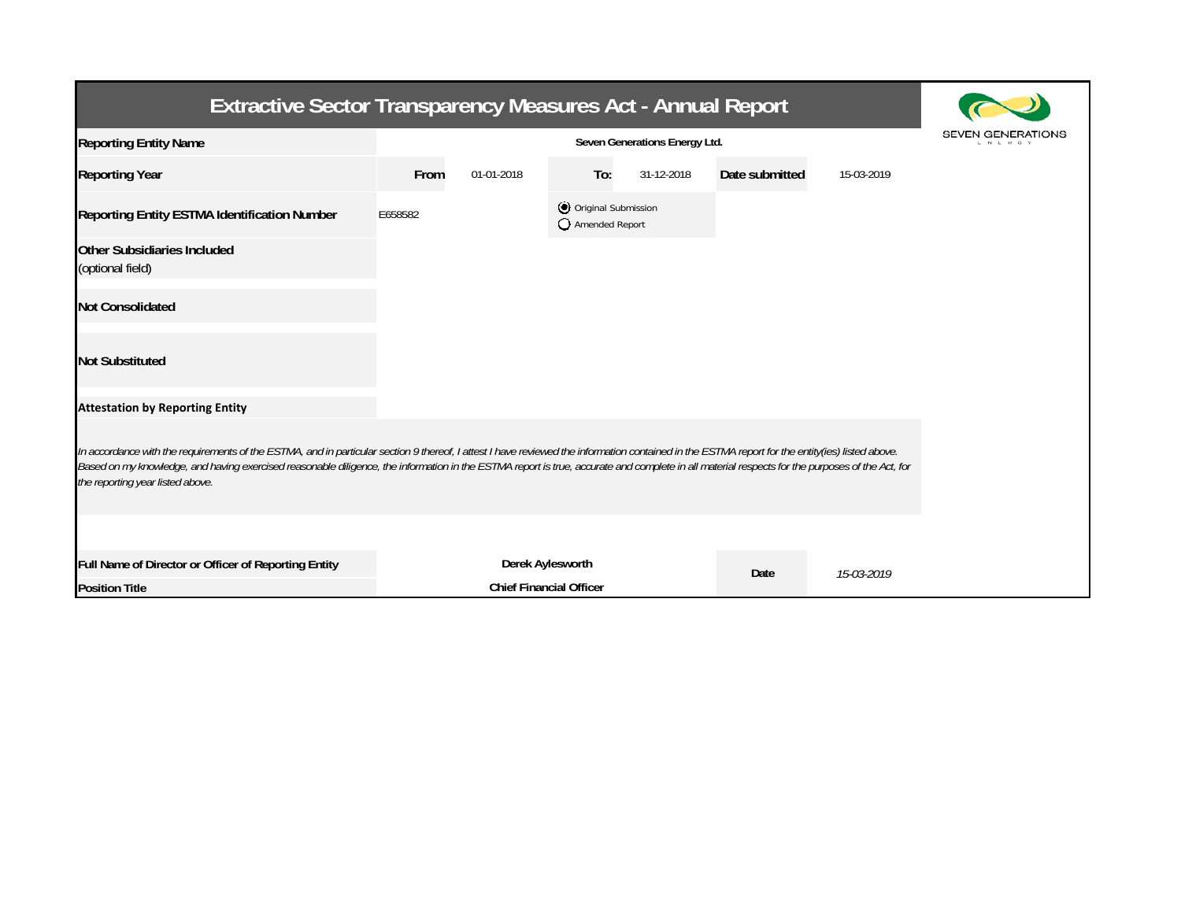# Extractive Sector Transparency Measures Act - Annual Report

SEVEN GENERATIONS ENERGY

| | | | | | | |
|---|---|---|---|---|---|---|
| **Reporting Entity Name** | Seven Generations Energy Ltd. | | | | | |
| **Reporting Year** | **From** | 01-01-2018 | **To:** | 31-12-2018 | **Date submitted** | 15-03-2019 |
| **Reporting Entity ESTMA Identification Number** | E658582 | | (●) Original Submission<br>( ) Amended Report | | | |
| **Other Subsidiaries Included**<br>(optional field) | | | | | | |
| **Not Consolidated** | | | | | | |
| **Not Substituted** | | | | | | |

**Attestation by Reporting Entity**

*In accordance with the requirements of the ESTMA, and in particular section 9 thereof, I attest I have reviewed the information contained in the ESTMA report for the entity(ies) listed above. Based on my knowledge, and having exercised reasonable diligence, the information in the ESTMA report is true, accurate and complete in all material respects for the purposes of the Act, for the reporting year listed above.*

| | | | |
|---|---|---|---|
| **Full Name of Director or Officer of Reporting Entity** | **Derek Aylesworth** | **Date** | *15-03-2019* |
| **Position Title** | **Chief Financial Officer** | | |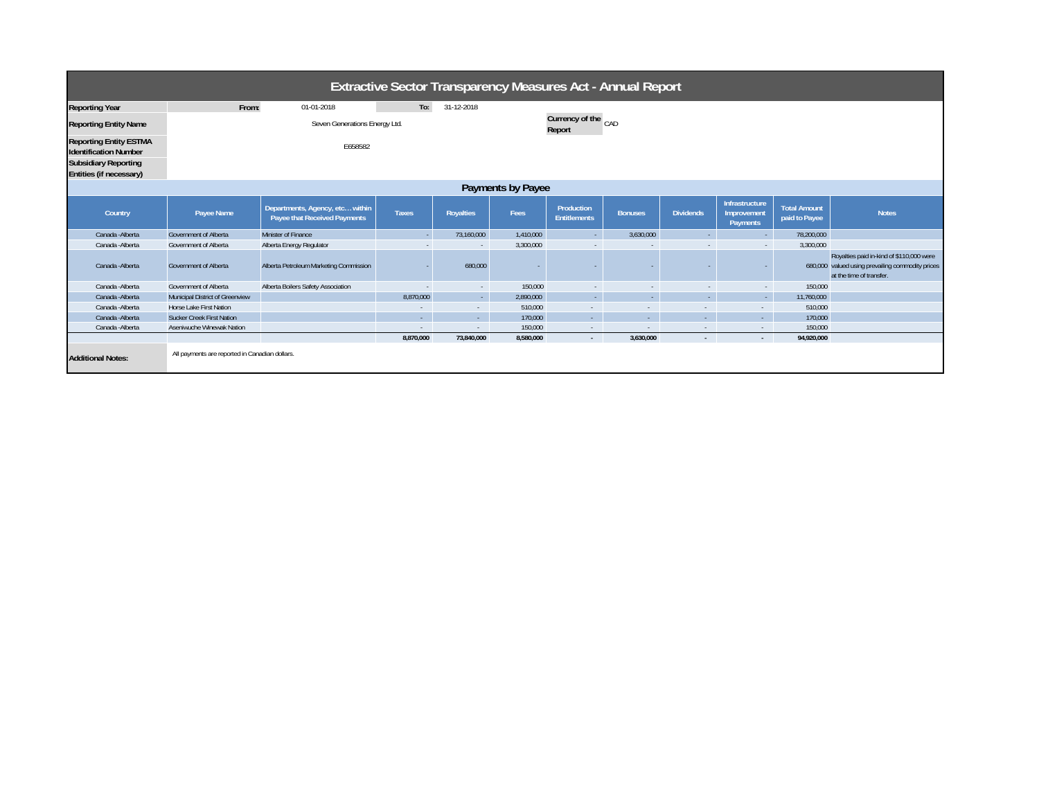# Extractive Sector Transparency Measures Act - Annual Report

| | | | | |
|---|---|---|---|---|
| **Reporting Year** | From: | 01-01-2018 | To: | 31-12-2018 |
| **Reporting Entity Name** | Seven Generations Energy Ltd. | | **Currency of the Report** | CAD |
| **Reporting Entity ESTMA Identification Number** | E658582 | | | |
| **Subsidiary Reporting Entities (if necessary)** | | | | |

## Payments by Payee

| Country | Payee Name | Departments, Agency, etc… within Payee that Received Payments | Taxes | Royalties | Fees | Production Entitlements | Bonuses | Dividends | Infrastructure Improvement Payments | Total Amount paid to Payee | Notes |
|---|---|---|---|---|---|---|---|---|---|---|---|
| Canada -Alberta | Government of Alberta | Minister of Finance | - | 73,160,000 | 1,410,000 | - | 3,630,000 | - | - | 78,200,000 | |
| Canada -Alberta | Government of Alberta | Alberta Energy Regulator | - | - | 3,300,000 | - | - | - | - | 3,300,000 | |
| Canada -Alberta | Government of Alberta | Alberta Petroleum Marketing Commission | - | 680,000 | - | - | - | - | - | 680,000 | Royalties paid in-kind of $110,000 were valued using prevailing commodity prices at the time of transfer. |
| Canada -Alberta | Government of Alberta | Alberta Boilers Safety Association | - | - | 150,000 | - | - | - | - | 150,000 | |
| Canada -Alberta | Municipal District of Greenview | | 8,870,000 | - | 2,890,000 | - | - | - | - | 11,760,000 | |
| Canada -Alberta | Horse Lake First Nation | | - | - | 510,000 | - | - | - | - | 510,000 | |
| Canada -Alberta | Sucker Creek First Nation | | - | - | 170,000 | - | - | - | - | 170,000 | |
| Canada -Alberta | Aseniwuche Winewak Nation | | - | - | 150,000 | - | - | - | - | 150,000 | |
| | | | **8,870,000** | **73,840,000** | **8,580,000** | **-** | **3,630,000** | **-** | **-** | **94,920,000** | |

**Additional Notes:** All payments are reported in Canadian dollars.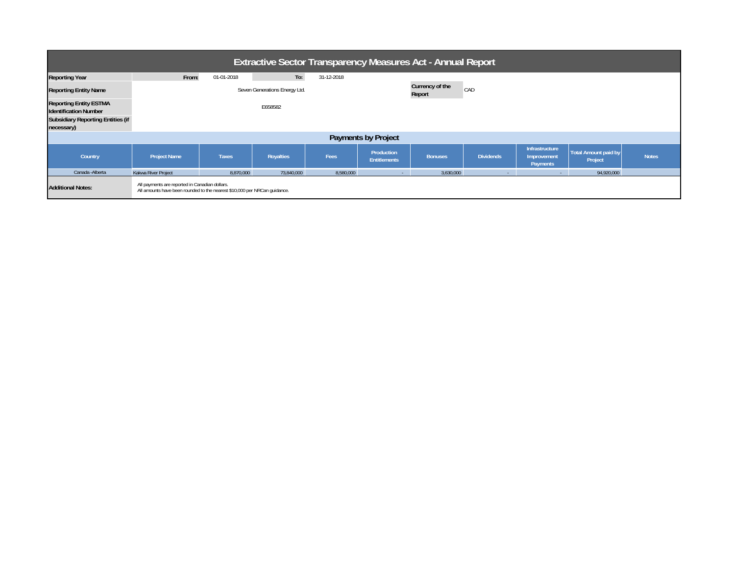# Extractive Sector Transparency Measures Act - Annual Report

| | | | | |
|---|---|---|---|---|
| **Reporting Year** | **From:** | 01-01-2018 | **To:** | 31-12-2018 |
| **Reporting Entity Name** | Seven Generations Energy Ltd. | | **Currency of the Report** | CAD |
| **Reporting Entity ESTMA Identification Number** | E658582 | | | |
| **Subsidiary Reporting Entities (if necessary)** | | | | |

## Payments by Project

| Country | Project Name | Taxes | Royalties | Fees | Production Entitlements | Bonuses | Dividends | Infrastructure Improvement Payments | Total Amount paid by Project | Notes |
|---|---|---|---|---|---|---|---|---|---|---|
| Canada -Alberta | Kakwa River Project | 8,870,000 | 73,840,000 | 8,580,000 | - | 3,630,000 | - | - | 94,920,000 | |

**Additional Notes:**

All payments are reported in Canadian dollars.
All amounts have been rounded to the nearest $10,000 per NRCan guidance.